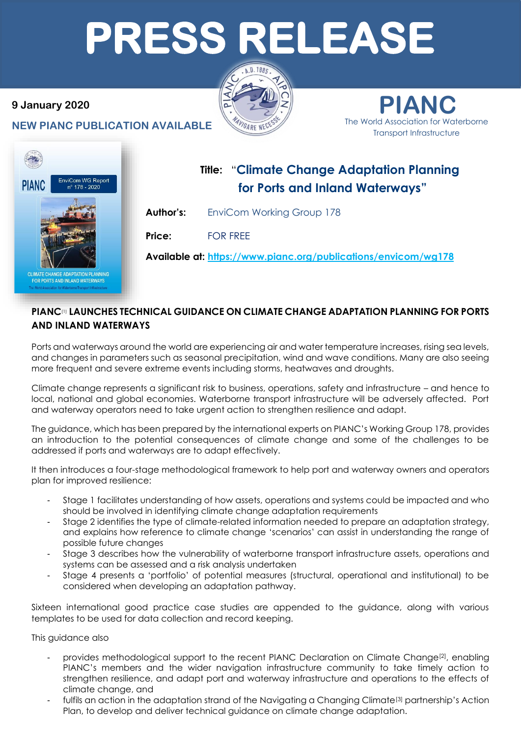# PRESS RELEASE

**9 January 2020**

**NEW PIANC PUBLICATION AVAILABLE**

**PIANC**
The World Association for Waterborne Transport Infrastructure

**Title:** "**Climate Change Adaptation Planning for Ports and Inland Waterways**"

**Author's:** EnviCom Working Group 178

**Price:** FOR FREE

**Available at:** https://www.pianc.org/publications/envicom/wg178

## PIANC[1] LAUNCHES TECHNICAL GUIDANCE ON CLIMATE CHANGE ADAPTATION PLANNING FOR PORTS AND INLAND WATERWAYS

Ports and waterways around the world are experiencing air and water temperature increases, rising sea levels, and changes in parameters such as seasonal precipitation, wind and wave conditions. Many are also seeing more frequent and severe extreme events including storms, heatwaves and droughts.

Climate change represents a significant risk to business, operations, safety and infrastructure – and hence to local, national and global economies. Waterborne transport infrastructure will be adversely affected. Port and waterway operators need to take urgent action to strengthen resilience and adapt.

The guidance, which has been prepared by the international experts on PIANC's Working Group 178, provides an introduction to the potential consequences of climate change and some of the challenges to be addressed if ports and waterways are to adapt effectively.

It then introduces a four-stage methodological framework to help port and waterway owners and operators plan for improved resilience:

- Stage 1 facilitates understanding of how assets, operations and systems could be impacted and who should be involved in identifying climate change adaptation requirements
- Stage 2 identifies the type of climate-related information needed to prepare an adaptation strategy, and explains how reference to climate change 'scenarios' can assist in understanding the range of possible future changes
- Stage 3 describes how the vulnerability of waterborne transport infrastructure assets, operations and systems can be assessed and a risk analysis undertaken
- Stage 4 presents a 'portfolio' of potential measures (structural, operational and institutional) to be considered when developing an adaptation pathway.

Sixteen international good practice case studies are appended to the guidance, along with various templates to be used for data collection and record keeping.

This guidance also

- provides methodological support to the recent PIANC Declaration on Climate Change[2], enabling PIANC's members and the wider navigation infrastructure community to take timely action to strengthen resilience, and adapt port and waterway infrastructure and operations to the effects of climate change, and
- fulfils an action in the adaptation strand of the Navigating a Changing Climate[3] partnership's Action Plan, to develop and deliver technical guidance on climate change adaptation.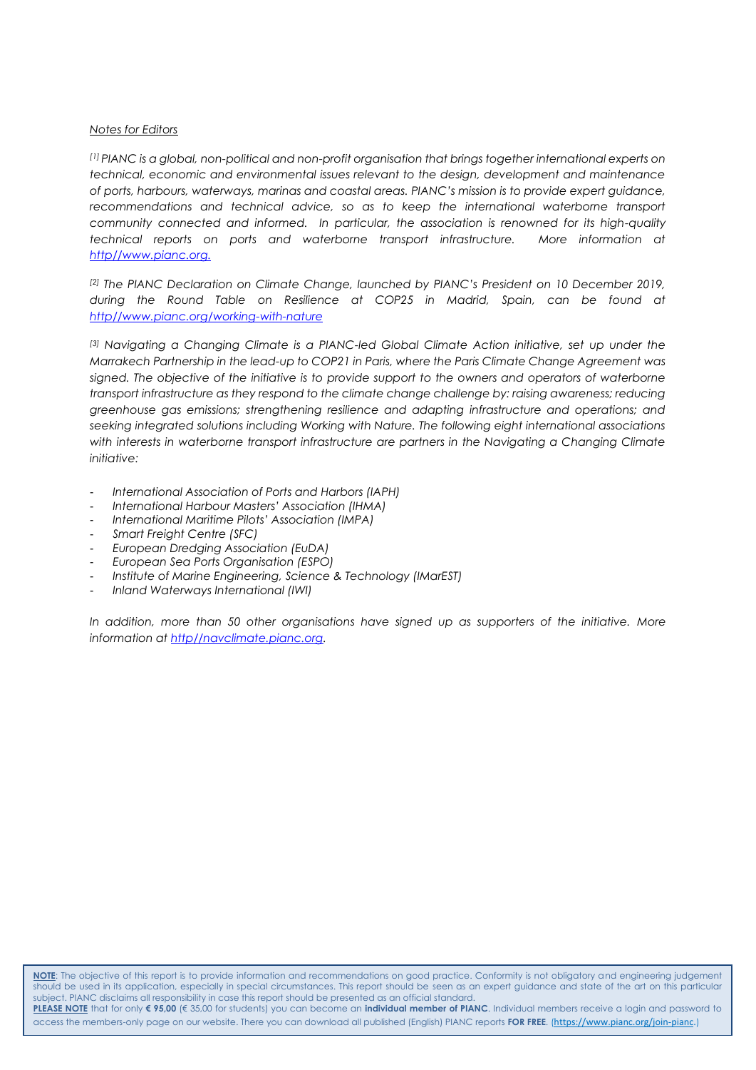*Notes for Editors*

*[1] PIANC is a global, non-political and non-profit organisation that brings together international experts on technical, economic and environmental issues relevant to the design, development and maintenance of ports, harbours, waterways, marinas and coastal areas. PIANC's mission is to provide expert guidance, recommendations and technical advice, so as to keep the international waterborne transport community connected and informed. In particular, the association is renowned for its high-quality technical reports on ports and waterborne transport infrastructure. More information at [http//www.pianc.org.](http//www.pianc.org.)*

*[2] The PIANC Declaration on Climate Change, launched by PIANC's President on 10 December 2019, during the Round Table on Resilience at COP25 in Madrid, Spain, can be found at [http//www.pianc.org/working-with-nature](http//www.pianc.org/working-with-nature)*

*[3] Navigating a Changing Climate is a PIANC-led Global Climate Action initiative, set up under the Marrakech Partnership in the lead-up to COP21 in Paris, where the Paris Climate Change Agreement was signed. The objective of the initiative is to provide support to the owners and operators of waterborne transport infrastructure as they respond to the climate change challenge by: raising awareness; reducing greenhouse gas emissions; strengthening resilience and adapting infrastructure and operations; and seeking integrated solutions including Working with Nature. The following eight international associations with interests in waterborne transport infrastructure are partners in the Navigating a Changing Climate initiative:*

- *International Association of Ports and Harbors (IAPH)*
- *International Harbour Masters' Association (IHMA)*
- *International Maritime Pilots' Association (IMPA)*
- *Smart Freight Centre (SFC)*
- *European Dredging Association (EuDA)*
- *European Sea Ports Organisation (ESPO)*
- *Institute of Marine Engineering, Science & Technology (IMarEST)*
- *Inland Waterways International (IWI)*

*In addition, more than 50 other organisations have signed up as supporters of the initiative. More information at [http//navclimate.pianc.org](http//navclimate.pianc.org).*

**NOTE**: The objective of this report is to provide information and recommendations on good practice. Conformity is not obligatory and engineering judgement should be used in its application, especially in special circumstances. This report should be seen as an expert guidance and state of the art on this particular subject. PIANC disclaims all responsibility in case this report should be presented as an official standard.
**PLEASE NOTE** that for only **€ 95,00** (€ 35,00 for students) you can become an **individual member of PIANC**. Individual members receive a login and password to access the members-only page on our website. There you can download all published (English) PIANC reports **FOR FREE**. ([https://www.pianc.org/join-pianc](https://www.pianc.org/join-pianc).)